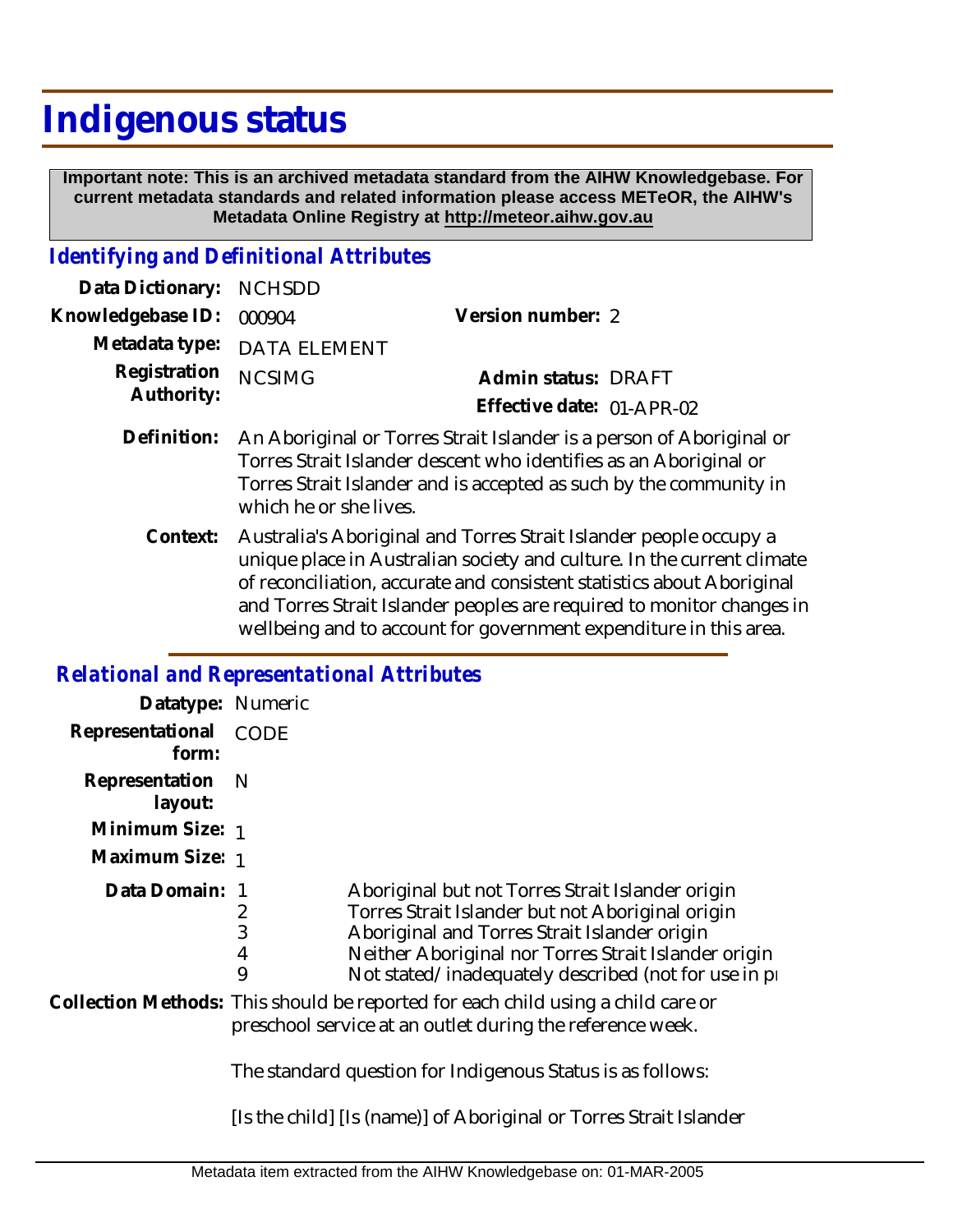# Indigenous status

**Important note: This is an archived metadata standard from the AIHW Knowledgebase. For current metadata standards and related information please access METeOR, the AIHW's Metadata Online Registry at http://meteor.aihw.gov.au**

## *Identifying and Definitional Attributes*

**Data Dictionary:** NCHSDD

**Knowledgebase ID:** 000904

**Version number:** 2

**Metadata type:** DATA ELEMENT

**Registration Authority:** NCSIMG

**Admin status:** DRAFT

**Effective date:** 01-APR-02

**Definition:** An Aboriginal or Torres Strait Islander is a person of Aboriginal or Torres Strait Islander descent who identifies as an Aboriginal or Torres Strait Islander and is accepted as such by the community in which he or she lives.

**Context:** Australia's Aboriginal and Torres Strait Islander people occupy a unique place in Australian society and culture. In the current climate of reconciliation, accurate and consistent statistics about Aboriginal and Torres Strait Islander peoples are required to monitor changes in wellbeing and to account for government expenditure in this area.

## *Relational and Representational Attributes*

**Datatype:** Numeric

**Representational form:** CODE

**Representation layout:** N

**Minimum Size:** 1

**Maximum Size:** 1

**Data Domain:**

1 Aboriginal but not Torres Strait Islander origin
2 Torres Strait Islander but not Aboriginal origin
3 Aboriginal and Torres Strait Islander origin
4 Neither Aboriginal nor Torres Strait Islander origin
9 Not stated/inadequately described (not for use in pr

**Collection Methods:** This should be reported for each child using a child care or preschool service at an outlet during the reference week.

The standard question for Indigenous Status is as follows:

[Is the child] [Is (name)] of Aboriginal or Torres Strait Islander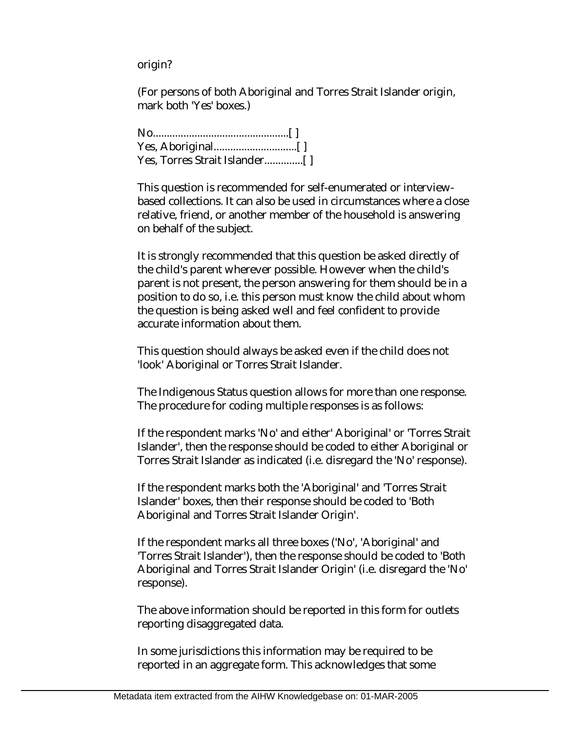origin?

(For persons of both Aboriginal and Torres Strait Islander origin, mark both 'Yes' boxes.)

No.................................................[ ]
Yes, Aboriginal..............................[ ]
Yes, Torres Strait Islander..............[ ]

This question is recommended for self-enumerated or interview-based collections. It can also be used in circumstances where a close relative, friend, or another member of the household is answering on behalf of the subject.

It is strongly recommended that this question be asked directly of the child's parent wherever possible. However when the child's parent is not present, the person answering for them should be in a position to do so, i.e. this person must know the child about whom the question is being asked well and feel confident to provide accurate information about them.

This question should always be asked even if the child does not 'look' Aboriginal or Torres Strait Islander.

The Indigenous Status question allows for more than one response. The procedure for coding multiple responses is as follows:

If the respondent marks 'No' and either' Aboriginal' or 'Torres Strait Islander', then the response should be coded to either Aboriginal or Torres Strait Islander as indicated (i.e. disregard the 'No' response).

If the respondent marks both the 'Aboriginal' and 'Torres Strait Islander' boxes, then their response should be coded to 'Both Aboriginal and Torres Strait Islander Origin'.

If the respondent marks all three boxes ('No', 'Aboriginal' and 'Torres Strait Islander'), then the response should be coded to 'Both Aboriginal and Torres Strait Islander Origin' (i.e. disregard the 'No' response).

The above information should be reported in this form for outlets reporting disaggregated data.

In some jurisdictions this information may be required to be reported in an aggregate form. This acknowledges that some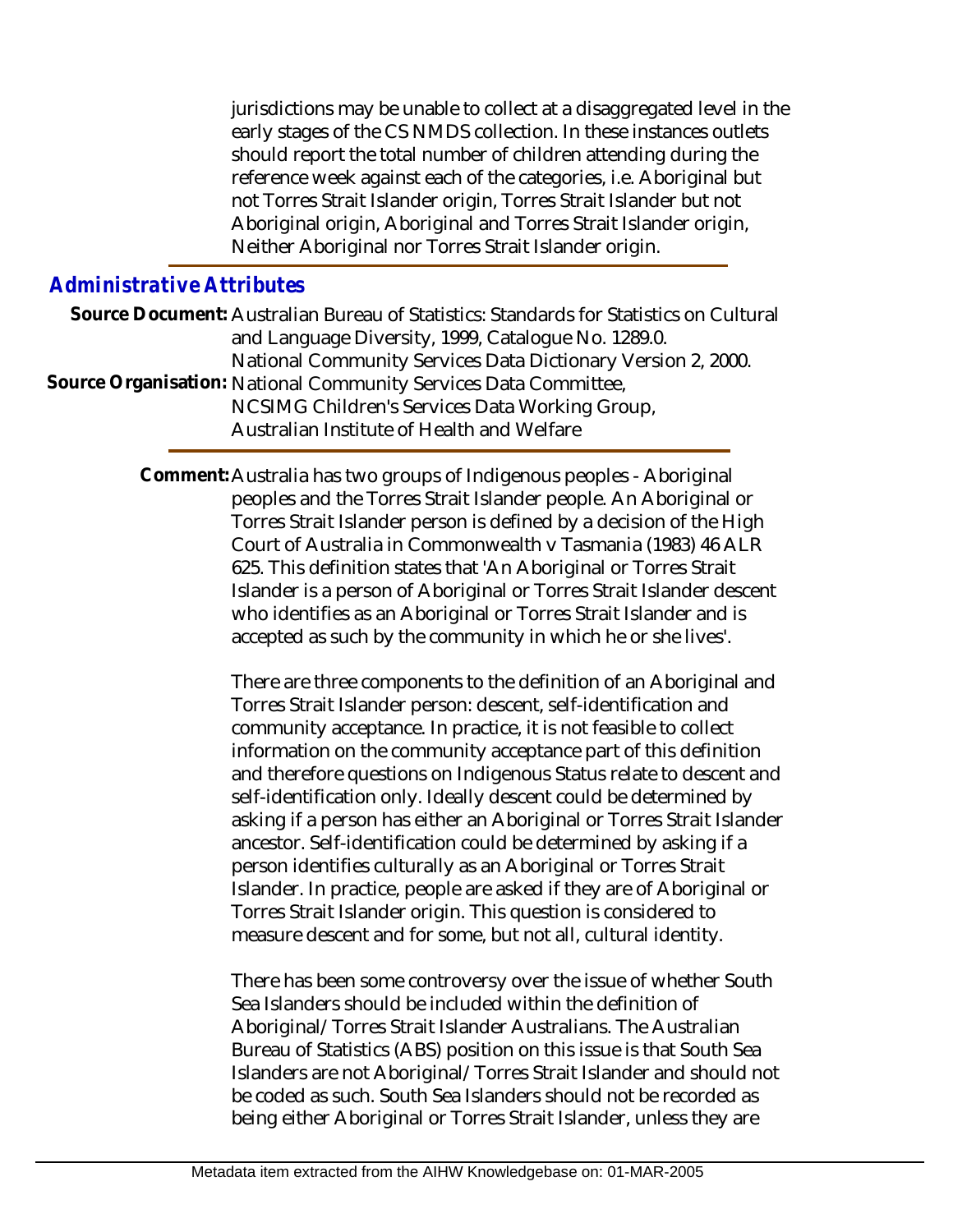jurisdictions may be unable to collect at a disaggregated level in the early stages of the CS NMDS collection. In these instances outlets should report the total number of children attending during the reference week against each of the categories, i.e. Aboriginal but not Torres Strait Islander origin, Torres Strait Islander but not Aboriginal origin, Aboriginal and Torres Strait Islander origin, Neither Aboriginal nor Torres Strait Islander origin.

## Administrative Attributes

**Source Document:** Australian Bureau of Statistics: Standards for Statistics on Cultural and Language Diversity, 1999, Catalogue No. 1289.0.
National Community Services Data Dictionary Version 2, 2000.

**Source Organisation:** National Community Services Data Committee,
NCSIMG Children's Services Data Working Group,
Australian Institute of Health and Welfare

**Comment:** Australia has two groups of Indigenous peoples - Aboriginal peoples and the Torres Strait Islander people. An Aboriginal or Torres Strait Islander person is defined by a decision of the High Court of Australia in Commonwealth v Tasmania (1983) 46 ALR 625. This definition states that 'An Aboriginal or Torres Strait Islander is a person of Aboriginal or Torres Strait Islander descent who identifies as an Aboriginal or Torres Strait Islander and is accepted as such by the community in which he or she lives'.

There are three components to the definition of an Aboriginal and Torres Strait Islander person: descent, self-identification and community acceptance. In practice, it is not feasible to collect information on the community acceptance part of this definition and therefore questions on Indigenous Status relate to descent and self-identification only. Ideally descent could be determined by asking if a person has either an Aboriginal or Torres Strait Islander ancestor. Self-identification could be determined by asking if a person identifies culturally as an Aboriginal or Torres Strait Islander. In practice, people are asked if they are of Aboriginal or Torres Strait Islander origin. This question is considered to measure descent and for some, but not all, cultural identity.

There has been some controversy over the issue of whether South Sea Islanders should be included within the definition of Aboriginal/Torres Strait Islander Australians. The Australian Bureau of Statistics (ABS) position on this issue is that South Sea Islanders are not Aboriginal/Torres Strait Islander and should not be coded as such. South Sea Islanders should not be recorded as being either Aboriginal or Torres Strait Islander, unless they are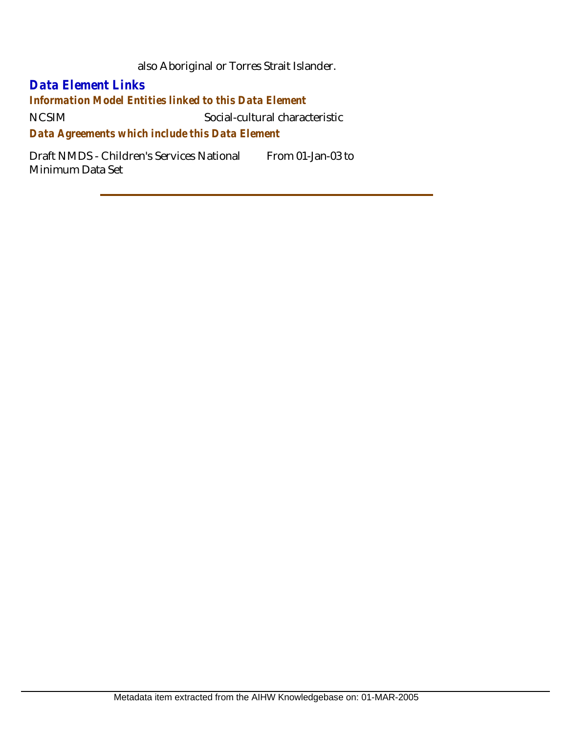also Aboriginal or Torres Strait Islander.

## Data Element Links

### Information Model Entities linked to this Data Element

| | |
|---|---|
| NCSIM | Social-cultural characteristic |

### Data Agreements which include this Data Element

| | |
|---|---|
| Draft NMDS - Children's Services National Minimum Data Set | From 01-Jan-03 to |

Metadata item extracted from the AIHW Knowledgebase on: 01-MAR-2005